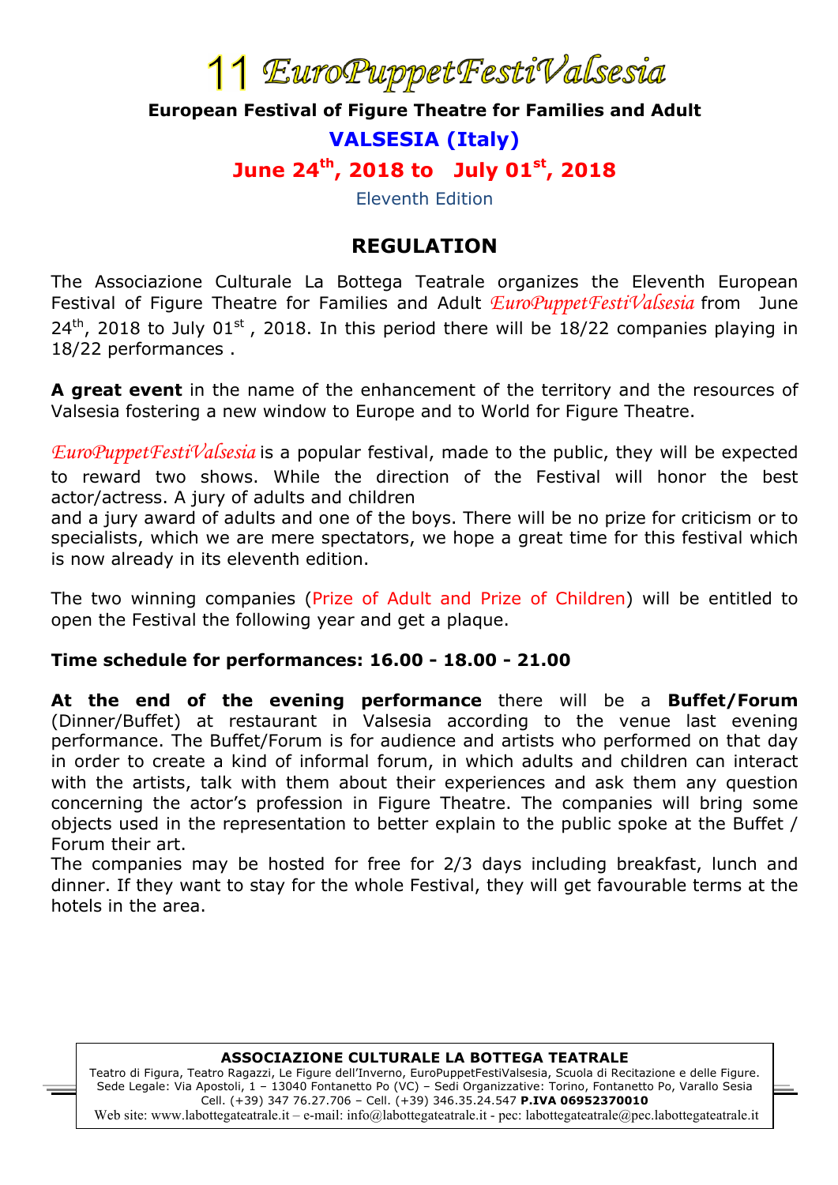# 11 *EuroPuppetFestiValsesia*

**European Festival of Figure Theatre for Families and Adult**

**VALSESIA (Italy)**

**June 24$^{th}$, 2018 to July 01$^{st}$, 2018**

Eleventh Edition

## REGULATION

The Associazione Culturale La Bottega Teatrale organizes the Eleventh European Festival of Figure Theatre for Families and Adult *EuroPuppetFestiValsesia* from June 24$^{th}$, 2018 to July 01$^{st}$ , 2018. In this period there will be 18/22 companies playing in 18/22 performances .

**A great event** in the name of the enhancement of the territory and the resources of Valsesia fostering a new window to Europe and to World for Figure Theatre.

*EuroPuppetFestiValsesia* is a popular festival, made to the public, they will be expected to reward two shows. While the direction of the Festival will honor the best actor/actress. A jury of adults and children
and a jury award of adults and one of the boys. There will be no prize for criticism or to specialists, which we are mere spectators, we hope a great time for this festival which is now already in its eleventh edition.

The two winning companies (Prize of Adult and Prize of Children) will be entitled to open the Festival the following year and get a plaque.

**Time schedule for performances: 16.00 - 18.00 - 21.00**

**At the end of the evening performance** there will be a **Buffet/Forum** (Dinner/Buffet) at restaurant in Valsesia according to the venue last evening performance. The Buffet/Forum is for audience and artists who performed on that day in order to create a kind of informal forum, in which adults and children can interact with the artists, talk with them about their experiences and ask them any question concerning the actor's profession in Figure Theatre. The companies will bring some objects used in the representation to better explain to the public spoke at the Buffet / Forum their art.
The companies may be hosted for free for 2/3 days including breakfast, lunch and dinner. If they want to stay for the whole Festival, they will get favourable terms at the hotels in the area.

**ASSOCIAZIONE CULTURALE LA BOTTEGA TEATRALE**
Teatro di Figura, Teatro Ragazzi, Le Figure dell'Inverno, EuroPuppetFestiValsesia, Scuola di Recitazione e delle Figure.
Sede Legale: Via Apostoli, 1 – 13040 Fontanetto Po (VC) – Sedi Organizzative: Torino, Fontanetto Po, Varallo Sesia
Cell. (+39) 347 76.27.706 – Cell. (+39) 346.35.24.547 **P.IVA 06952370010**
Web site: www.labottegateatrale.it – e-mail: info@labottegateatrale.it - pec: labottegateatrale@pec.labottegateatrale.it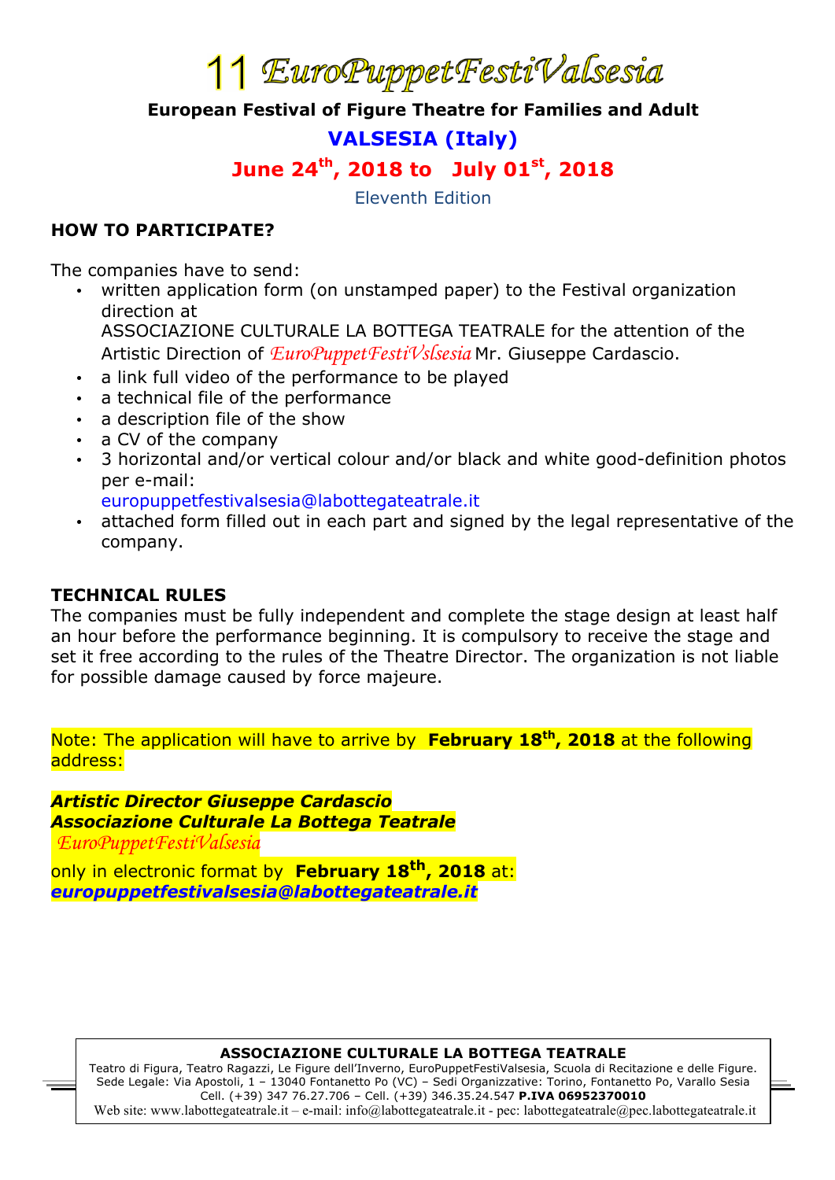# 11 *EuroPuppetFestiValsesia*

**European Festival of Figure Theatre for Families and Adult**

**VALSESIA (Italy)**

**June 24th, 2018 to July 01st, 2018**

Eleventh Edition

### HOW TO PARTICIPATE?

The companies have to send:

- written application form (on unstamped paper) to the Festival organization direction at
  ASSOCIAZIONE CULTURALE LA BOTTEGA TEATRALE for the attention of the Artistic Direction of *EuroPuppetFestiVslsesia* Mr. Giuseppe Cardascio.
- a link full video of the performance to be played
- a technical file of the performance
- a description file of the show
- a CV of the company
- 3 horizontal and/or vertical colour and/or black and white good-definition photos per e-mail:
  europuppetfestivalsesia@labottegateatrale.it
- attached form filled out in each part and signed by the legal representative of the company.

### TECHNICAL RULES

The companies must be fully independent and complete the stage design at least half an hour before the performance beginning. It is compulsory to receive the stage and set it free according to the rules of the Theatre Director. The organization is not liable for possible damage caused by force majeure.

Note: The application will have to arrive by **February 18th, 2018** at the following address:

***Artistic Director Giuseppe Cardascio***
***Associazione Culturale La Bottega Teatrale***
*EuroPuppetFestiValsesia*

only in electronic format by **February 18th, 2018** at:
***europuppetfestivalsesia@labottegateatrale.it***

**ASSOCIAZIONE CULTURALE LA BOTTEGA TEATRALE**
Teatro di Figura, Teatro Ragazzi, Le Figure dell'Inverno, EuroPuppetFestiValsesia, Scuola di Recitazione e delle Figure.
Sede Legale: Via Apostoli, 1 – 13040 Fontanetto Po (VC) – Sedi Organizzative: Torino, Fontanetto Po, Varallo Sesia
Cell. (+39) 347 76.27.706 – Cell. (+39) 346.35.24.547 **P.IVA 06952370010**
Web site: www.labottegateatrale.it – e-mail: info@labottegateatrale.it - pec: labottegateatrale@pec.labottegateatrale.it